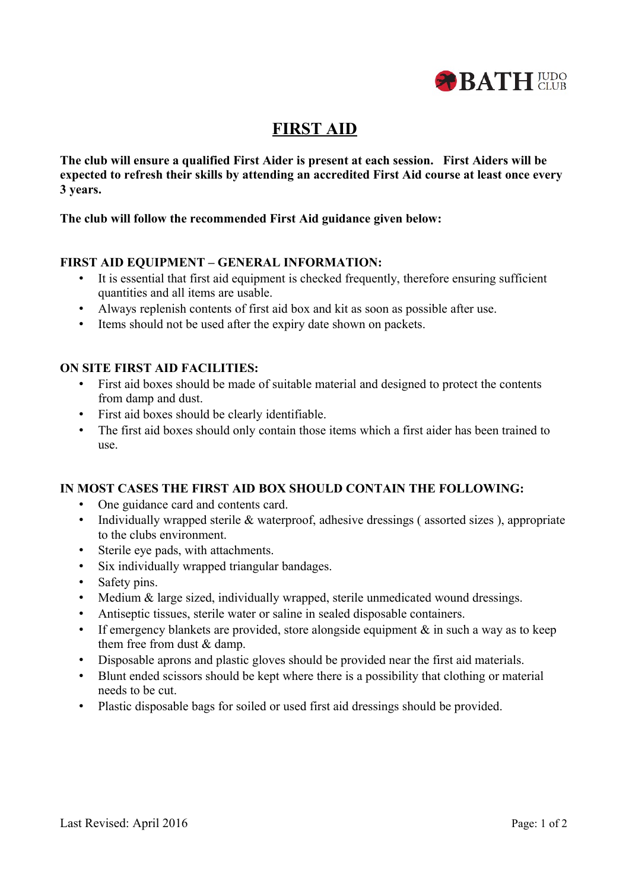# FIRST AID

**The club will ensure a qualified First Aider is present at each session. First Aiders will be expected to refresh their skills by attending an accredited First Aid course at least once every 3 years.**

**The club will follow the recommended First Aid guidance given below:**

## FIRST AID EQUIPMENT – GENERAL INFORMATION:

- It is essential that first aid equipment is checked frequently, therefore ensuring sufficient quantities and all items are usable.
- Always replenish contents of first aid box and kit as soon as possible after use.
- Items should not be used after the expiry date shown on packets.

## ON SITE FIRST AID FACILITIES:

- First aid boxes should be made of suitable material and designed to protect the contents from damp and dust.
- First aid boxes should be clearly identifiable.
- The first aid boxes should only contain those items which a first aider has been trained to use.

## IN MOST CASES THE FIRST AID BOX SHOULD CONTAIN THE FOLLOWING:

- One guidance card and contents card.
- Individually wrapped sterile & waterproof, adhesive dressings ( assorted sizes ), appropriate to the clubs environment.
- Sterile eye pads, with attachments.
- Six individually wrapped triangular bandages.
- Safety pins.
- Medium & large sized, individually wrapped, sterile unmedicated wound dressings.
- Antiseptic tissues, sterile water or saline in sealed disposable containers.
- If emergency blankets are provided, store alongside equipment & in such a way as to keep them free from dust & damp.
- Disposable aprons and plastic gloves should be provided near the first aid materials.
- Blunt ended scissors should be kept where there is a possibility that clothing or material needs to be cut.
- Plastic disposable bags for soiled or used first aid dressings should be provided.

Last Revised: April 2016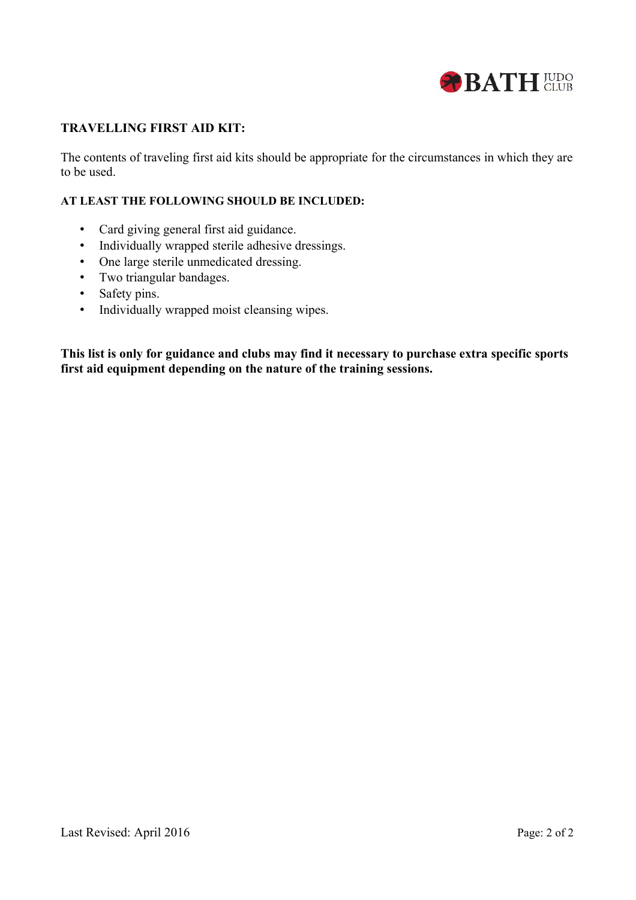## TRAVELLING FIRST AID KIT:

The contents of traveling first aid kits should be appropriate for the circumstances in which they are to be used.

### AT LEAST THE FOLLOWING SHOULD BE INCLUDED:

- Card giving general first aid guidance.
- Individually wrapped sterile adhesive dressings.
- One large sterile unmedicated dressing.
- Two triangular bandages.
- Safety pins.
- Individually wrapped moist cleansing wipes.

**This list is only for guidance and clubs may find it necessary to purchase extra specific sports first aid equipment depending on the nature of the training sessions.**

Last Revised: April 2016